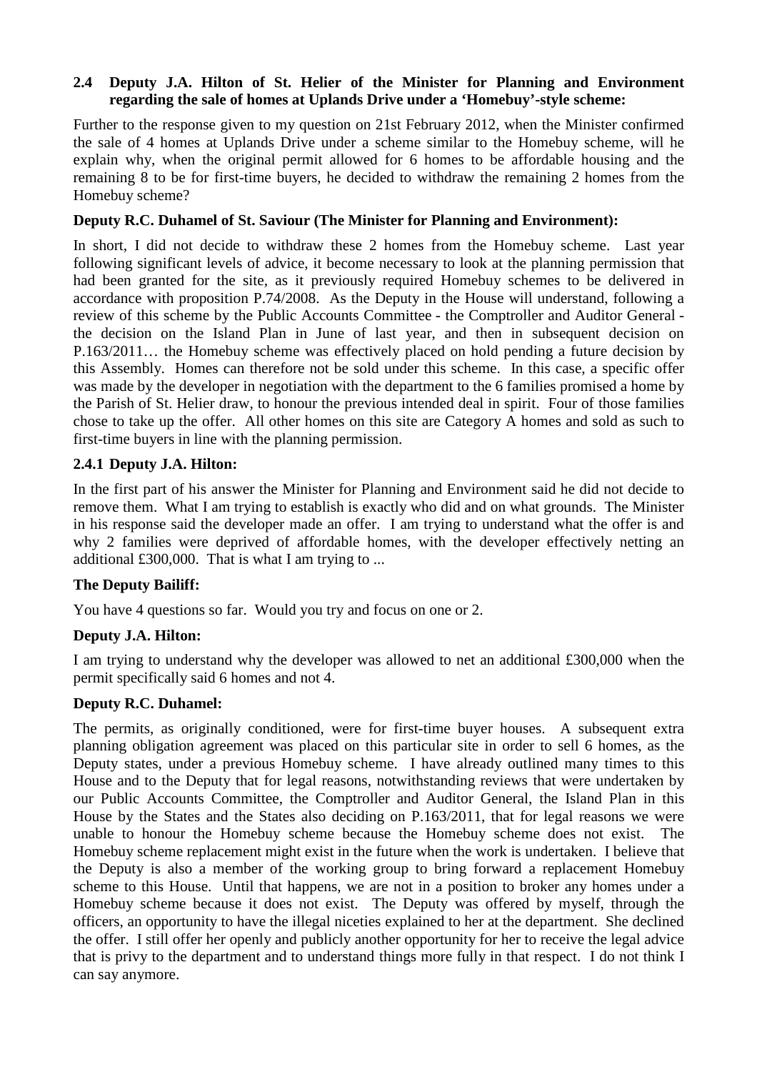**2.4 Deputy J.A. Hilton of St. Helier of the Minister for Planning and Environment regarding the sale of homes at Uplands Drive under a 'Homebuy'-style scheme:**

Further to the response given to my question on 21st February 2012, when the Minister confirmed the sale of 4 homes at Uplands Drive under a scheme similar to the Homebuy scheme, will he explain why, when the original permit allowed for 6 homes to be affordable housing and the remaining 8 to be for first-time buyers, he decided to withdraw the remaining 2 homes from the Homebuy scheme?

**Deputy R.C. Duhamel of St. Saviour (The Minister for Planning and Environment):**

In short, I did not decide to withdraw these 2 homes from the Homebuy scheme. Last year following significant levels of advice, it become necessary to look at the planning permission that had been granted for the site, as it previously required Homebuy schemes to be delivered in accordance with proposition P.74/2008. As the Deputy in the House will understand, following a review of this scheme by the Public Accounts Committee - the Comptroller and Auditor General - the decision on the Island Plan in June of last year, and then in subsequent decision on P.163/2011… the Homebuy scheme was effectively placed on hold pending a future decision by this Assembly. Homes can therefore not be sold under this scheme. In this case, a specific offer was made by the developer in negotiation with the department to the 6 families promised a home by the Parish of St. Helier draw, to honour the previous intended deal in spirit. Four of those families chose to take up the offer. All other homes on this site are Category A homes and sold as such to first-time buyers in line with the planning permission.

**2.4.1 Deputy J.A. Hilton:**

In the first part of his answer the Minister for Planning and Environment said he did not decide to remove them. What I am trying to establish is exactly who did and on what grounds. The Minister in his response said the developer made an offer. I am trying to understand what the offer is and why 2 families were deprived of affordable homes, with the developer effectively netting an additional £300,000. That is what I am trying to ...

**The Deputy Bailiff:**

You have 4 questions so far. Would you try and focus on one or 2.

**Deputy J.A. Hilton:**

I am trying to understand why the developer was allowed to net an additional £300,000 when the permit specifically said 6 homes and not 4.

**Deputy R.C. Duhamel:**

The permits, as originally conditioned, were for first-time buyer houses. A subsequent extra planning obligation agreement was placed on this particular site in order to sell 6 homes, as the Deputy states, under a previous Homebuy scheme. I have already outlined many times to this House and to the Deputy that for legal reasons, notwithstanding reviews that were undertaken by our Public Accounts Committee, the Comptroller and Auditor General, the Island Plan in this House by the States and the States also deciding on P.163/2011, that for legal reasons we were unable to honour the Homebuy scheme because the Homebuy scheme does not exist. The Homebuy scheme replacement might exist in the future when the work is undertaken. I believe that the Deputy is also a member of the working group to bring forward a replacement Homebuy scheme to this House. Until that happens, we are not in a position to broker any homes under a Homebuy scheme because it does not exist. The Deputy was offered by myself, through the officers, an opportunity to have the illegal niceties explained to her at the department. She declined the offer. I still offer her openly and publicly another opportunity for her to receive the legal advice that is privy to the department and to understand things more fully in that respect. I do not think I can say anymore.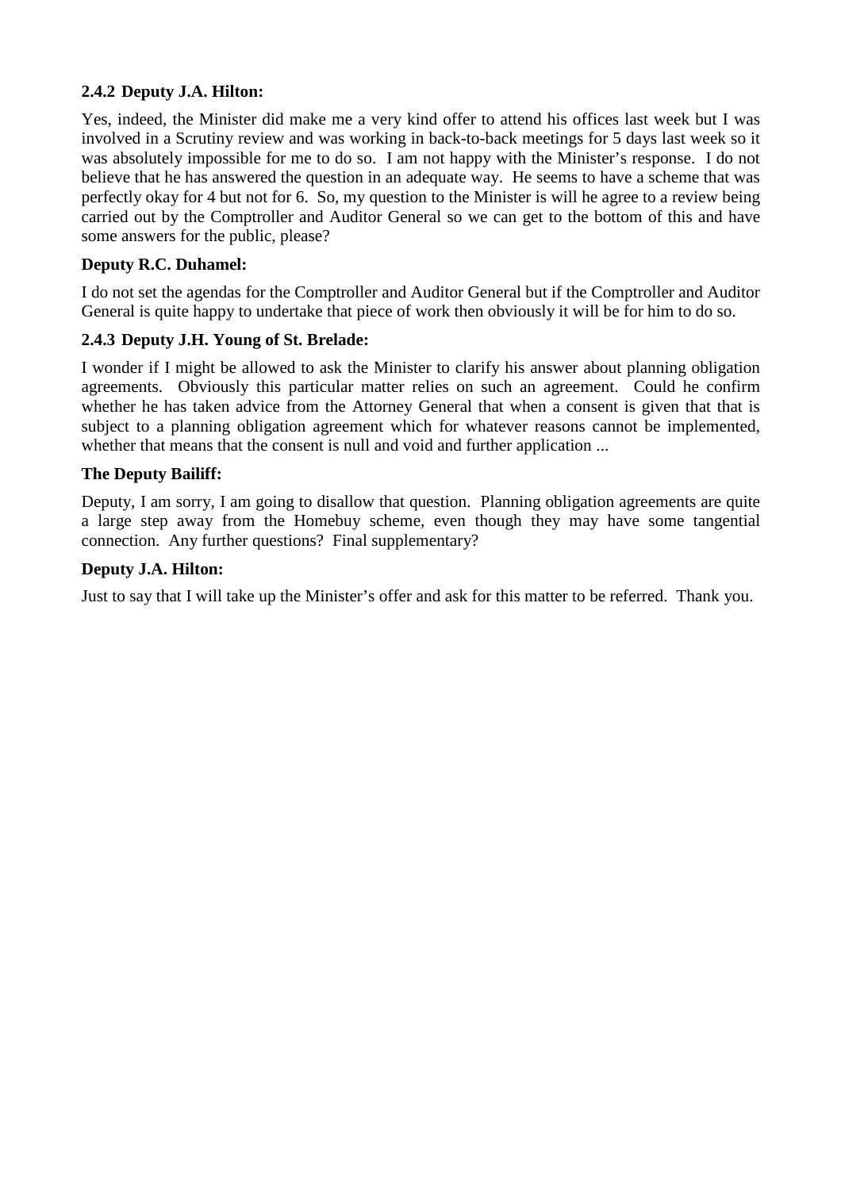**2.4.2 Deputy J.A. Hilton:**

Yes, indeed, the Minister did make me a very kind offer to attend his offices last week but I was involved in a Scrutiny review and was working in back-to-back meetings for 5 days last week so it was absolutely impossible for me to do so. I am not happy with the Minister's response. I do not believe that he has answered the question in an adequate way. He seems to have a scheme that was perfectly okay for 4 but not for 6. So, my question to the Minister is will he agree to a review being carried out by the Comptroller and Auditor General so we can get to the bottom of this and have some answers for the public, please?

**Deputy R.C. Duhamel:**

I do not set the agendas for the Comptroller and Auditor General but if the Comptroller and Auditor General is quite happy to undertake that piece of work then obviously it will be for him to do so.

**2.4.3 Deputy J.H. Young of St. Brelade:**

I wonder if I might be allowed to ask the Minister to clarify his answer about planning obligation agreements. Obviously this particular matter relies on such an agreement. Could he confirm whether he has taken advice from the Attorney General that when a consent is given that that is subject to a planning obligation agreement which for whatever reasons cannot be implemented, whether that means that the consent is null and void and further application ...

**The Deputy Bailiff:**

Deputy, I am sorry, I am going to disallow that question. Planning obligation agreements are quite a large step away from the Homebuy scheme, even though they may have some tangential connection. Any further questions? Final supplementary?

**Deputy J.A. Hilton:**

Just to say that I will take up the Minister's offer and ask for this matter to be referred. Thank you.